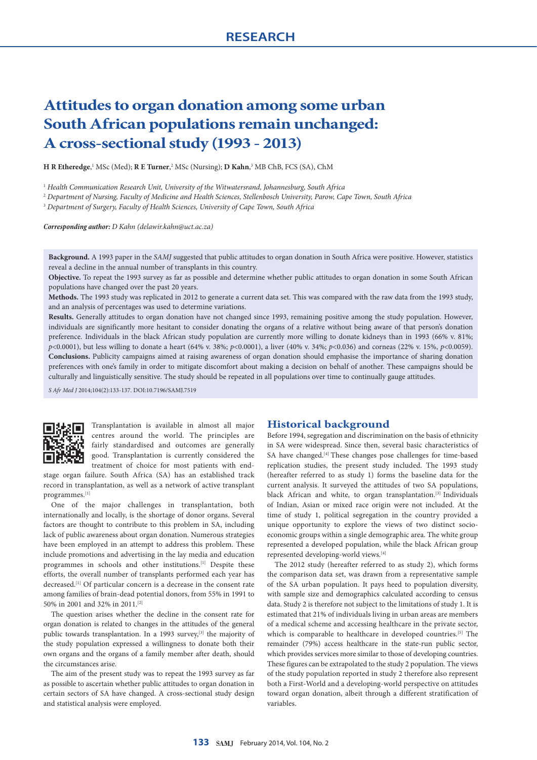RESEARCH

# Attitudes to organ donation among some urban South African populations remain unchanged: A cross-sectional study (1993 - 2013)

**H R Etheredge**,[1] MSc (Med); **R E Turner**,[2] MSc (Nursing); **D Kahn**,[3] MB ChB, FCS (SA), ChM

[1] *Health Communication Research Unit, University of the Witwatersrand, Johannesburg, South Africa*

[2] *Department of Nursing, Faculty of Medicine and Health Sciences, Stellenbosch University, Parow, Cape Town, South Africa*

[3] *Department of Surgery, Faculty of Health Sciences, University of Cape Town, South Africa*

***Corresponding author:** D Kahn (delawir.kahn@uct.ac.za)*

**Background.** A 1993 paper in the *SAMJ* suggested that public attitudes to organ donation in South Africa were positive. However, statistics reveal a decline in the annual number of transplants in this country.

**Objective.** To repeat the 1993 survey as far as possible and determine whether public attitudes to organ donation in some South African populations have changed over the past 20 years.

**Methods.** The 1993 study was replicated in 2012 to generate a current data set. This was compared with the raw data from the 1993 study, and an analysis of percentages was used to determine variations.

**Results.** Generally attitudes to organ donation have not changed since 1993, remaining positive among the study population. However, individuals are significantly more hesitant to consider donating the organs of a relative without being aware of that person's donation preference. Individuals in the black African study population are currently more willing to donate kidneys than in 1993 (66% v. 81%; $p<0.0001$), but less willing to donate a heart (64% v. 38%; $p<0.0001$), a liver (40% v. 34%; $p<0.036$) and corneas (22% v. 15%, $p<0.0059$).

**Conclusions.** Publicity campaigns aimed at raising awareness of organ donation should emphasise the importance of sharing donation preferences with one's family in order to mitigate discomfort about making a decision on behalf of another. These campaigns should be culturally and linguistically sensitive. The study should be repeated in all populations over time to continually gauge attitudes.

*S Afr Med J* 2014;104(2):133-137. DOI:10.7196/SAMJ.7519

Transplantation is available in almost all major centres around the world. The principles are fairly standardised and outcomes are generally good. Transplantation is currently considered the treatment of choice for most patients with end-stage organ failure. South Africa (SA) has an established track record in transplantation, as well as a network of active transplant programmes.[1]

One of the major challenges in transplantation, both internationally and locally, is the shortage of donor organs. Several factors are thought to contribute to this problem in SA, including lack of public awareness about organ donation. Numerous strategies have been employed in an attempt to address this problem. These include promotions and advertising in the lay media and education programmes in schools and other institutions.[1] Despite these efforts, the overall number of transplants performed each year has decreased.[1] Of particular concern is a decrease in the consent rate among families of brain-dead potential donors, from 55% in 1991 to 50% in 2001 and 32% in 2011.[2]

The question arises whether the decline in the consent rate for organ donation is related to changes in the attitudes of the general public towards transplantation. In a 1993 survey,[3] the majority of the study population expressed a willingness to donate both their own organs and the organs of a family member after death, should the circumstances arise.

The aim of the present study was to repeat the 1993 survey as far as possible to ascertain whether public attitudes to organ donation in certain sectors of SA have changed. A cross-sectional study design and statistical analysis were employed.

## Historical background

Before 1994, segregation and discrimination on the basis of ethnicity in SA were widespread. Since then, several basic characteristics of SA have changed.[4] These changes pose challenges for time-based replication studies, the present study included. The 1993 study (hereafter referred to as study 1) forms the baseline data for the current analysis. It surveyed the attitudes of two SA populations, black African and white, to organ transplantation.[3] Individuals of Indian, Asian or mixed race origin were not included. At the time of study 1, political segregation in the country provided a unique opportunity to explore the views of two distinct socio-economic groups within a single demographic area. The white group represented a developed population, while the black African group represented developing-world views.[4]

The 2012 study (hereafter referred to as study 2), which forms the comparison data set, was drawn from a representative sample of the SA urban population. It pays heed to population diversity, with sample size and demographics calculated according to census data. Study 2 is therefore not subject to the limitations of study 1. It is estimated that 21% of individuals living in urban areas are members of a medical scheme and accessing healthcare in the private sector, which is comparable to healthcare in developed countries.[5] The remainder (79%) access healthcare in the state-run public sector, which provides services more similar to those of developing countries. These figures can be extrapolated to the study 2 population. The views of the study population reported in study 2 therefore also represent both a First-World and a developing-world perspective on attitudes toward organ donation, albeit through a different stratification of variables.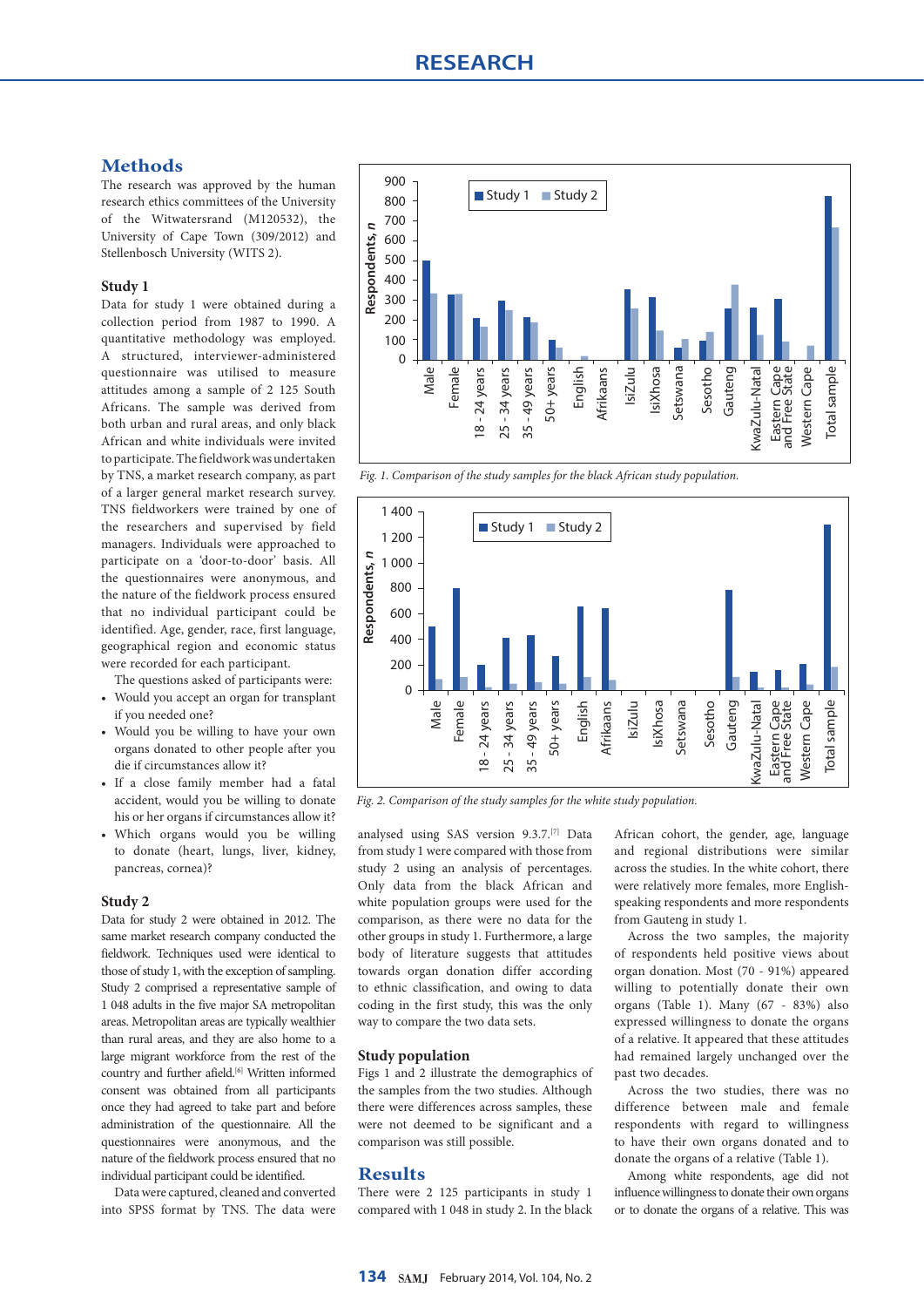## Methods

The research was approved by the human research ethics committees of the University of the Witwatersrand (M120532), the University of Cape Town (309/2012) and Stellenbosch University (WITS 2).

### Study 1

Data for study 1 were obtained during a collection period from 1987 to 1990. A quantitative methodology was employed. A structured, interviewer-administered questionnaire was utilised to measure attitudes among a sample of 2 125 South Africans. The sample was derived from both urban and rural areas, and only black African and white individuals were invited to participate. The fieldwork was undertaken by TNS, a market research company, as part of a larger general market research survey. TNS fieldworkers were trained by one of the researchers and supervised by field managers. Individuals were approached to participate on a 'door-to-door' basis. All the questionnaires were anonymous, and the nature of the fieldwork process ensured that no individual participant could be identified. Age, gender, race, first language, geographical region and economic status were recorded for each participant.

The questions asked of participants were:

- Would you accept an organ for transplant if you needed one?
- Would you be willing to have your own organs donated to other people after you die if circumstances allow it?
- If a close family member had a fatal accident, would you be willing to donate his or her organs if circumstances allow it?
- Which organs would you be willing to donate (heart, lungs, liver, kidney, pancreas, cornea)?

### Study 2

Data for study 2 were obtained in 2012. The same market research company conducted the fieldwork. Techniques used were identical to those of study 1, with the exception of sampling. Study 2 comprised a representative sample of 1 048 adults in the five major SA metropolitan areas. Metropolitan areas are typically wealthier than rural areas, and they are also home to a large migrant workforce from the rest of the country and further afield.[6] Written informed consent was obtained from all participants once they had agreed to take part and before administration of the questionnaire. All the questionnaires were anonymous, and the nature of the fieldwork process ensured that no individual participant could be identified.

Data were captured, cleaned and converted into SPSS format by TNS. The data were analysed using SAS version 9.3.7.[7] Data from study 1 were compared with those from study 2 using an analysis of percentages. Only data from the black African and white population groups were used for the comparison, as there were no data for the other groups in study 1. Furthermore, a large body of literature suggests that attitudes towards organ donation differ according to ethnic classification, and owing to data coding in the first study, this was the only way to compare the two data sets.

Fig. 1. Comparison of the study samples for the black African study population.

Fig. 2. Comparison of the study samples for the white study population.

### Study population

Figs 1 and 2 illustrate the demographics of the samples from the two studies. Although there were differences across samples, these were not deemed to be significant and a comparison was still possible.

## Results

There were 2 125 participants in study 1 compared with 1 048 in study 2. In the black African cohort, the gender, age, language and regional distributions were similar across the studies. In the white cohort, there were relatively more females, more English-speaking respondents and more respondents from Gauteng in study 1.

Across the two samples, the majority of respondents held positive views about organ donation. Most (70 - 91%) appeared willing to potentially donate their own organs (Table 1). Many (67 - 83%) also expressed willingness to donate the organs of a relative. It appeared that these attitudes had remained largely unchanged over the past two decades.

Across the two studies, there was no difference between male and female respondents with regard to willingness to have their own organs donated and to donate the organs of a relative (Table 1).

Among white respondents, age did not influence willingness to donate their own organs or to donate the organs of a relative. This was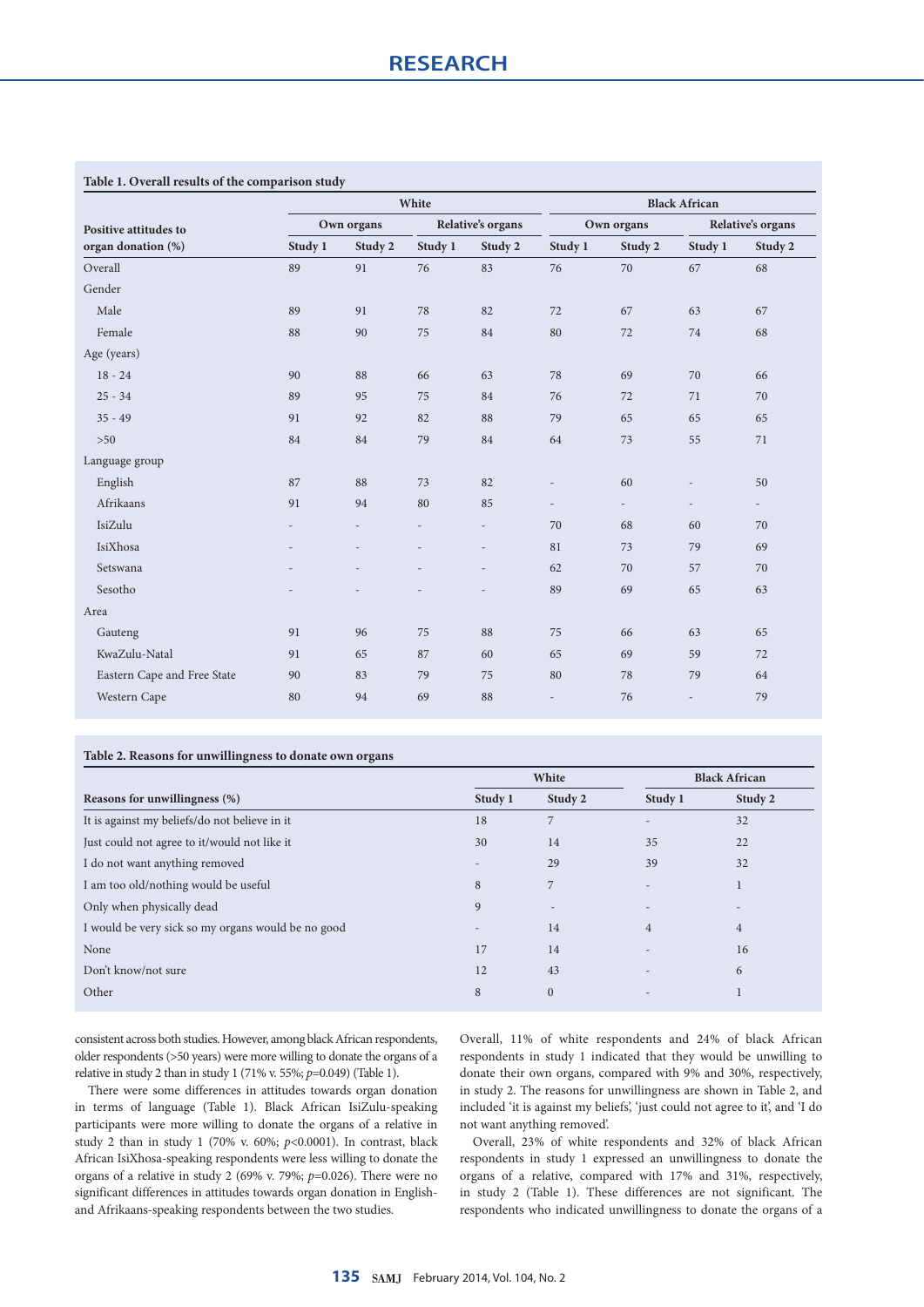**Table 1. Overall results of the comparison study**

| Positive attitudes to organ donation (%) | White | | | | Black African | | | |
|---|---|---|---|---|---|---|---|---|
| | Own organs | | Relative's organs | | Own organs | | Relative's organs | |
| | Study 1 | Study 2 | Study 1 | Study 2 | Study 1 | Study 2 | Study 1 | Study 2 |
| Overall | 89 | 91 | 76 | 83 | 76 | 70 | 67 | 68 |
| Gender | | | | | | | | |
| Male | 89 | 91 | 78 | 82 | 72 | 67 | 63 | 67 |
| Female | 88 | 90 | 75 | 84 | 80 | 72 | 74 | 68 |
| Age (years) | | | | | | | | |
| 18 - 24 | 90 | 88 | 66 | 63 | 78 | 69 | 70 | 66 |
| 25 - 34 | 89 | 95 | 75 | 84 | 76 | 72 | 71 | 70 |
| 35 - 49 | 91 | 92 | 82 | 88 | 79 | 65 | 65 | 65 |
| >50 | 84 | 84 | 79 | 84 | 64 | 73 | 55 | 71 |
| Language group | | | | | | | | |
| English | 87 | 88 | 73 | 82 | - | 60 | - | 50 |
| Afrikaans | 91 | 94 | 80 | 85 | - | - | - | - |
| IsiZulu | - | - | - | - | 70 | 68 | 60 | 70 |
| IsiXhosa | - | - | - | - | 81 | 73 | 79 | 69 |
| Setswana | - | - | - | - | 62 | 70 | 57 | 70 |
| Sesotho | - | - | - | - | 89 | 69 | 65 | 63 |
| Area | | | | | | | | |
| Gauteng | 91 | 96 | 75 | 88 | 75 | 66 | 63 | 65 |
| KwaZulu-Natal | 91 | 65 | 87 | 60 | 65 | 69 | 59 | 72 |
| Eastern Cape and Free State | 90 | 83 | 79 | 75 | 80 | 78 | 79 | 64 |
| Western Cape | 80 | 94 | 69 | 88 | - | 76 | - | 79 |

**Table 2. Reasons for unwillingness to donate own organs**

| Reasons for unwillingness (%) | White | | Black African | |
|---|---|---|---|---|
| | Study 1 | Study 2 | Study 1 | Study 2 |
| It is against my beliefs/do not believe in it | 18 | 7 | - | 32 |
| Just could not agree to it/would not like it | 30 | 14 | 35 | 22 |
| I do not want anything removed | - | 29 | 39 | 32 |
| I am too old/nothing would be useful | 8 | 7 | - | 1 |
| Only when physically dead | 9 | - | - | - |
| I would be very sick so my organs would be no good | - | 14 | 4 | 4 |
| None | 17 | 14 | - | 16 |
| Don't know/not sure | 12 | 43 | - | 6 |
| Other | 8 | 0 | - | 1 |

consistent across both studies. However, among black African respondents, older respondents (>50 years) were more willing to donate the organs of a relative in study 2 than in study 1 (71% v. 55%; $p$=0.049) (Table 1).

There were some differences in attitudes towards organ donation in terms of language (Table 1). Black African IsiZulu-speaking participants were more willing to donate the organs of a relative in study 2 than in study 1 (70% v. 60%; $p$<0.0001). In contrast, black African IsiXhosa-speaking respondents were less willing to donate the organs of a relative in study 2 (69% v. 79%; $p$=0.026). There were no significant differences in attitudes towards organ donation in English- and Afrikaans-speaking respondents between the two studies.

Overall, 11% of white respondents and 24% of black African respondents in study 1 indicated that they would be unwilling to donate their own organs, compared with 9% and 30%, respectively, in study 2. The reasons for unwillingness are shown in Table 2, and included 'it is against my beliefs', 'just could not agree to it', and 'I do not want anything removed'.

Overall, 23% of white respondents and 32% of black African respondents in study 1 expressed an unwillingness to donate the organs of a relative, compared with 17% and 31%, respectively, in study 2 (Table 1). These differences are not significant. The respondents who indicated unwillingness to donate the organs of a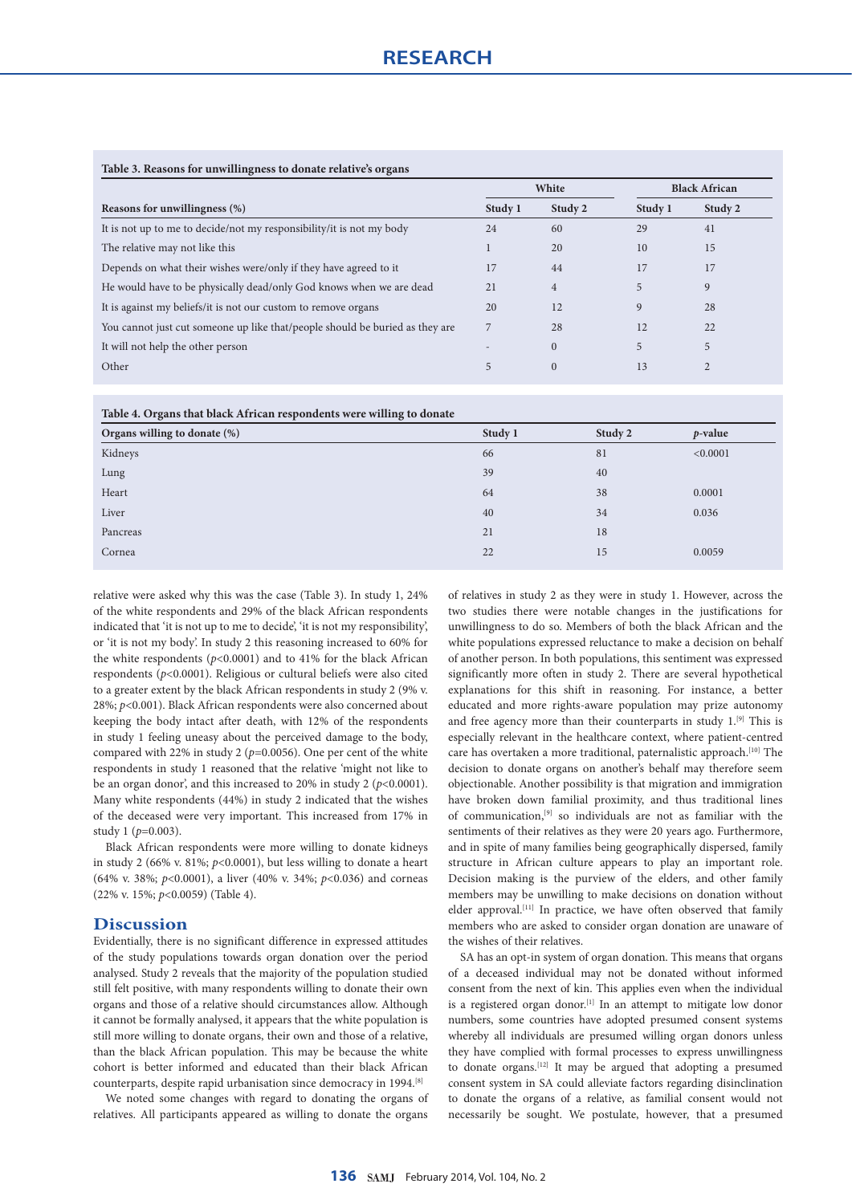**Table 3. Reasons for unwillingness to donate relative's organs**

| | White | | Black African | |
|---|---|---|---|---|
| Reasons for unwillingness (%) | Study 1 | Study 2 | Study 1 | Study 2 |
| It is not up to me to decide/not my responsibility/it is not my body | 24 | 60 | 29 | 41 |
| The relative may not like this | 1 | 20 | 10 | 15 |
| Depends on what their wishes were/only if they have agreed to it | 17 | 44 | 17 | 17 |
| He would have to be physically dead/only God knows when we are dead | 21 | 4 | 5 | 9 |
| It is against my beliefs/it is not our custom to remove organs | 20 | 12 | 9 | 28 |
| You cannot just cut someone up like that/people should be buried as they are | 7 | 28 | 12 | 22 |
| It will not help the other person | - | 0 | 5 | 5 |
| Other | 5 | 0 | 13 | 2 |

**Table 4. Organs that black African respondents were willing to donate**

| Organs willing to donate (%) | Study 1 | Study 2 | *p*-value |
|---|---|---|---|
| Kidneys | 66 | 81 | <0.0001 |
| Lung | 39 | 40 | |
| Heart | 64 | 38 | 0.0001 |
| Liver | 40 | 34 | 0.036 |
| Pancreas | 21 | 18 | |
| Cornea | 22 | 15 | 0.0059 |

relative were asked why this was the case (Table 3). In study 1, 24% of the white respondents and 29% of the black African respondents indicated that 'it is not up to me to decide', 'it is not my responsibility', or 'it is not my body'. In study 2 this reasoning increased to 60% for the white respondents ($p<0.0001$) and to 41% for the black African respondents ($p<0.0001$). Religious or cultural beliefs were also cited to a greater extent by the black African respondents in study 2 (9% v. 28%; $p<0.001$). Black African respondents were also concerned about keeping the body intact after death, with 12% of the respondents in study 1 feeling uneasy about the perceived damage to the body, compared with 22% in study 2 ($p=0.0056$). One per cent of the white respondents in study 1 reasoned that the relative 'might not like to be an organ donor', and this increased to 20% in study 2 ($p<0.0001$). Many white respondents (44%) in study 2 indicated that the wishes of the deceased were very important. This increased from 17% in study 1 ($p=0.003$).

Black African respondents were more willing to donate kidneys in study 2 (66% v. 81%; $p<0.0001$), but less willing to donate a heart (64% v. 38%; $p<0.0001$), a liver (40% v. 34%; $p<0.036$) and corneas (22% v. 15%; $p<0.0059$) (Table 4).

## Discussion

Evidentially, there is no significant difference in expressed attitudes of the study populations towards organ donation over the period analysed. Study 2 reveals that the majority of the population studied still felt positive, with many respondents willing to donate their own organs and those of a relative should circumstances allow. Although it cannot be formally analysed, it appears that the white population is still more willing to donate organs, their own and those of a relative, than the black African population. This may be because the white cohort is better informed and educated than their black African counterparts, despite rapid urbanisation since democracy in 1994.[8]

We noted some changes with regard to donating the organs of relatives. All participants appeared as willing to donate the organs of relatives in study 2 as they were in study 1. However, across the two studies there were notable changes in the justifications for unwillingness to do so. Members of both the black African and the white populations expressed reluctance to make a decision on behalf of another person. In both populations, this sentiment was expressed significantly more often in study 2. There are several hypothetical explanations for this shift in reasoning. For instance, a better educated and more rights-aware population may prize autonomy and free agency more than their counterparts in study 1.[9] This is especially relevant in the healthcare context, where patient-centred care has overtaken a more traditional, paternalistic approach.[10] The decision to donate organs on another's behalf may therefore seem objectionable. Another possibility is that migration and immigration have broken down familial proximity, and thus traditional lines of communication,[9] so individuals are not as familiar with the sentiments of their relatives as they were 20 years ago. Furthermore, and in spite of many families being geographically dispersed, family structure in African culture appears to play an important role. Decision making is the purview of the elders, and other family members may be unwilling to make decisions on donation without elder approval.[11] In practice, we have often observed that family members who are asked to consider organ donation are unaware of the wishes of their relatives.

SA has an opt-in system of organ donation. This means that organs of a deceased individual may not be donated without informed consent from the next of kin. This applies even when the individual is a registered organ donor.[1] In an attempt to mitigate low donor numbers, some countries have adopted presumed consent systems whereby all individuals are presumed willing organ donors unless they have complied with formal processes to express unwillingness to donate organs.[12] It may be argued that adopting a presumed consent system in SA could alleviate factors regarding disinclination to donate the organs of a relative, as familial consent would not necessarily be sought. We postulate, however, that a presumed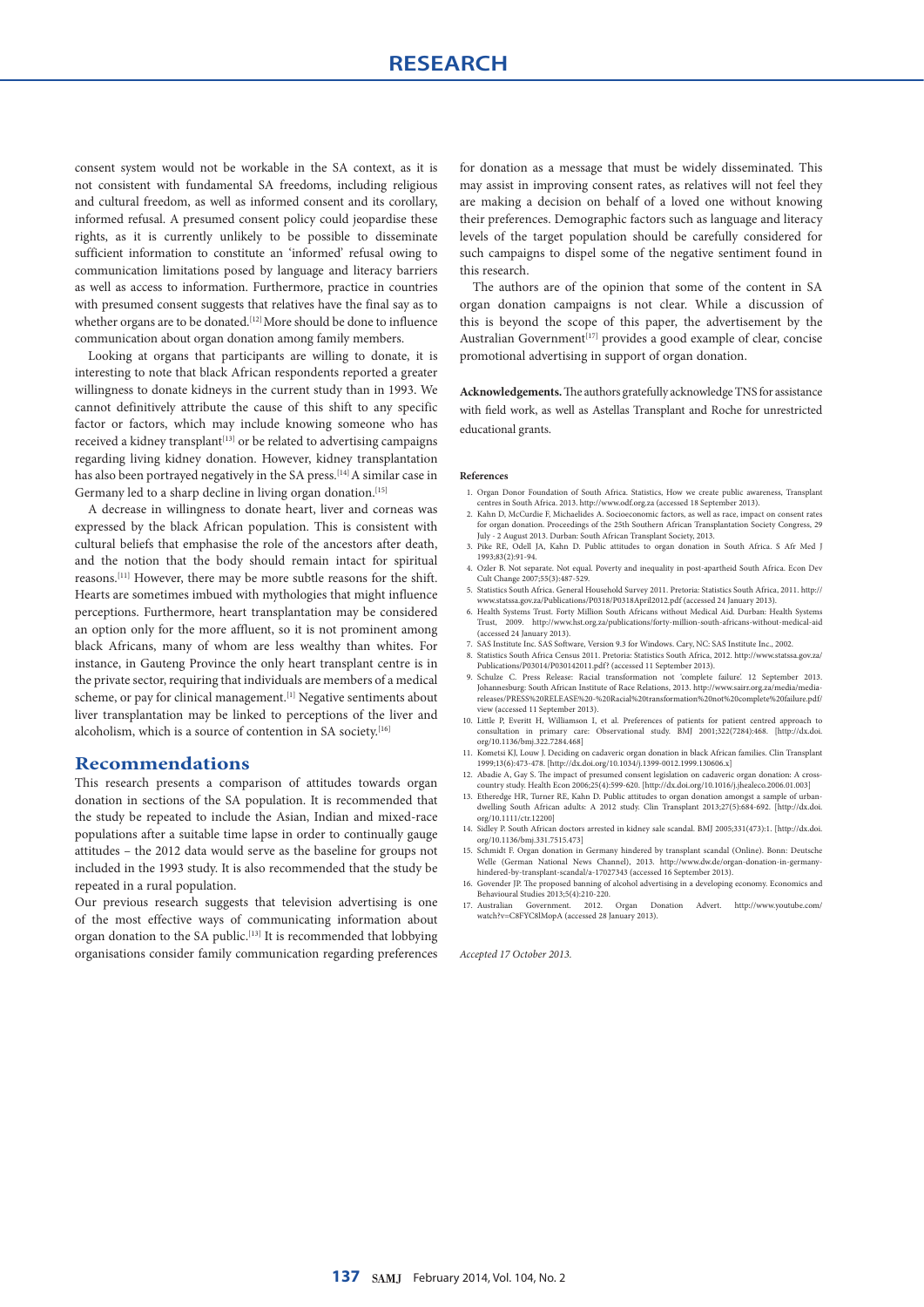consent system would not be workable in the SA context, as it is not consistent with fundamental SA freedoms, including religious and cultural freedom, as well as informed consent and its corollary, informed refusal. A presumed consent policy could jeopardise these rights, as it is currently unlikely to be possible to disseminate sufficient information to constitute an 'informed' refusal owing to communication limitations posed by language and literacy barriers as well as access to information. Furthermore, practice in countries with presumed consent suggests that relatives have the final say as to whether organs are to be donated.[12] More should be done to influence communication about organ donation among family members.

Looking at organs that participants are willing to donate, it is interesting to note that black African respondents reported a greater willingness to donate kidneys in the current study than in 1993. We cannot definitively attribute the cause of this shift to any specific factor or factors, which may include knowing someone who has received a kidney transplant[13] or be related to advertising campaigns regarding living kidney donation. However, kidney transplantation has also been portrayed negatively in the SA press.[14] A similar case in Germany led to a sharp decline in living organ donation.[15]

A decrease in willingness to donate heart, liver and corneas was expressed by the black African population. This is consistent with cultural beliefs that emphasise the role of the ancestors after death, and the notion that the body should remain intact for spiritual reasons.[11] However, there may be more subtle reasons for the shift. Hearts are sometimes imbued with mythologies that might influence perceptions. Furthermore, heart transplantation may be considered an option only for the more affluent, so it is not prominent among black Africans, many of whom are less wealthy than whites. For instance, in Gauteng Province the only heart transplant centre is in the private sector, requiring that individuals are members of a medical scheme, or pay for clinical management.[1] Negative sentiments about liver transplantation may be linked to perceptions of the liver and alcoholism, which is a source of contention in SA society.[16]

## Recommendations

This research presents a comparison of attitudes towards organ donation in sections of the SA population. It is recommended that the study be repeated to include the Asian, Indian and mixed-race populations after a suitable time lapse in order to continually gauge attitudes – the 2012 data would serve as the baseline for groups not included in the 1993 study. It is also recommended that the study be repeated in a rural population.

Our previous research suggests that television advertising is one of the most effective ways of communicating information about organ donation to the SA public.[13] It is recommended that lobbying organisations consider family communication regarding preferences for donation as a message that must be widely disseminated. This may assist in improving consent rates, as relatives will not feel they are making a decision on behalf of a loved one without knowing their preferences. Demographic factors such as language and literacy levels of the target population should be carefully considered for such campaigns to dispel some of the negative sentiment found in this research.

The authors are of the opinion that some of the content in SA organ donation campaigns is not clear. While a discussion of this is beyond the scope of this paper, the advertisement by the Australian Government[17] provides a good example of clear, concise promotional advertising in support of organ donation.

**Acknowledgements.** The authors gratefully acknowledge TNS for assistance with field work, as well as Astellas Transplant and Roche for unrestricted educational grants.

#### References

1. Organ Donor Foundation of South Africa. Statistics, How we create public awareness, Transplant centres in South Africa. 2013. http://www.odf.org.za (accessed 18 September 2013).
2. Kahn D, McCurdie F, Michaelides A. Socioeconomic factors, as well as race, impact on consent rates for organ donation. Proceedings of the 25th Southern African Transplantation Society Congress, 29 July - 2 August 2013. Durban: South African Transplant Society, 2013.
3. Pike RE, Odell JA, Kahn D. Public attitudes to organ donation in South Africa. S Afr Med J 1993;83(2):91-94.
4. Ozler B. Not separate. Not equal. Poverty and inequality in post-apartheid South Africa. Econ Dev Cult Change 2007;55(3):487-529.
5. Statistics South Africa. General Household Survey 2011. Pretoria: Statistics South Africa, 2011. http://www.statssa.gov.za/Publications/P0318/P0318April2012.pdf (accessed 24 January 2013).
6. Health Systems Trust. Forty Million South Africans without Medical Aid. Durban: Health Systems Trust, 2009. http://www.hst.org.za/publications/forty-million-south-africans-without-medical-aid (accessed 24 January 2013).
7. SAS Institute Inc. SAS Software, Version 9.3 for Windows. Cary, NC: SAS Institute Inc., 2002.
8. Statistics South Africa Census 2011. Pretoria: Statistics South Africa, 2012. http://www.statssa.gov.za/Publications/P03014/P030142011.pdf? (accessed 11 September 2013).
9. Schulze C. Press Release: Racial transformation not 'complete failure'. 12 September 2013. Johannesburg: South African Institute of Race Relations, 2013. http://www.sairr.org.za/media/media-releases/PRESS%20RELEASE%20-%20Racial%20transformation%20not%20complete%20failure.pdf/view (accessed 11 September 2013).
10. Little P, Everitt H, Williamson I, et al. Preferences of patients for patient centred approach to consultation in primary care: Observational study. BMJ 2001;322(7284):468. [http://dx.doi.org/10.1136/bmj.322.7284.468]
11. Kometsi KJ, Louw J. Deciding on cadaveric organ donation in black African families. Clin Transplant 1999;13(6):473-478. [http://dx.doi.org/10.1034/j.1399-0012.1999.130606.x]
12. Abadie A, Gay S. The impact of presumed consent legislation on cadaveric organ donation: A cross-country study. Health Econ 2006;25(4):599-620. [http://dx.doi.org/10.1016/j.jhealeco.2006.01.003]
13. Etheredge HR, Turner RE, Kahn D. Public attitudes to organ donation amongst a sample of urban-dwelling South African adults: A 2012 study. Clin Transplant 2013;27(5):684-692. [http://dx.doi.org/10.1111/ctr.12200]
14. Sidley P. South African doctors arrested in kidney sale scandal. BMJ 2005;331(473):1. [http://dx.doi.org/10.1136/bmj.331.7515.473]
15. Schmidt F. Organ donation in Germany hindered by transplant scandal (Online). Bonn: Deutsche Welle (German National News Channel), 2013. http://www.dw.de/organ-donation-in-germany-hindered-by-transplant-scandal/a-17027343 (accessed 16 September 2013).
16. Govender JP. The proposed banning of alcohol advertising in a developing economy. Economics and Behavioural Studies 2013;5(4):210-220.
17. Australian Government. 2012. Organ Donation Advert. http://www.youtube.com/watch?v=C8FYC8lMopA (accessed 28 January 2013).

*Accepted 17 October 2013.*